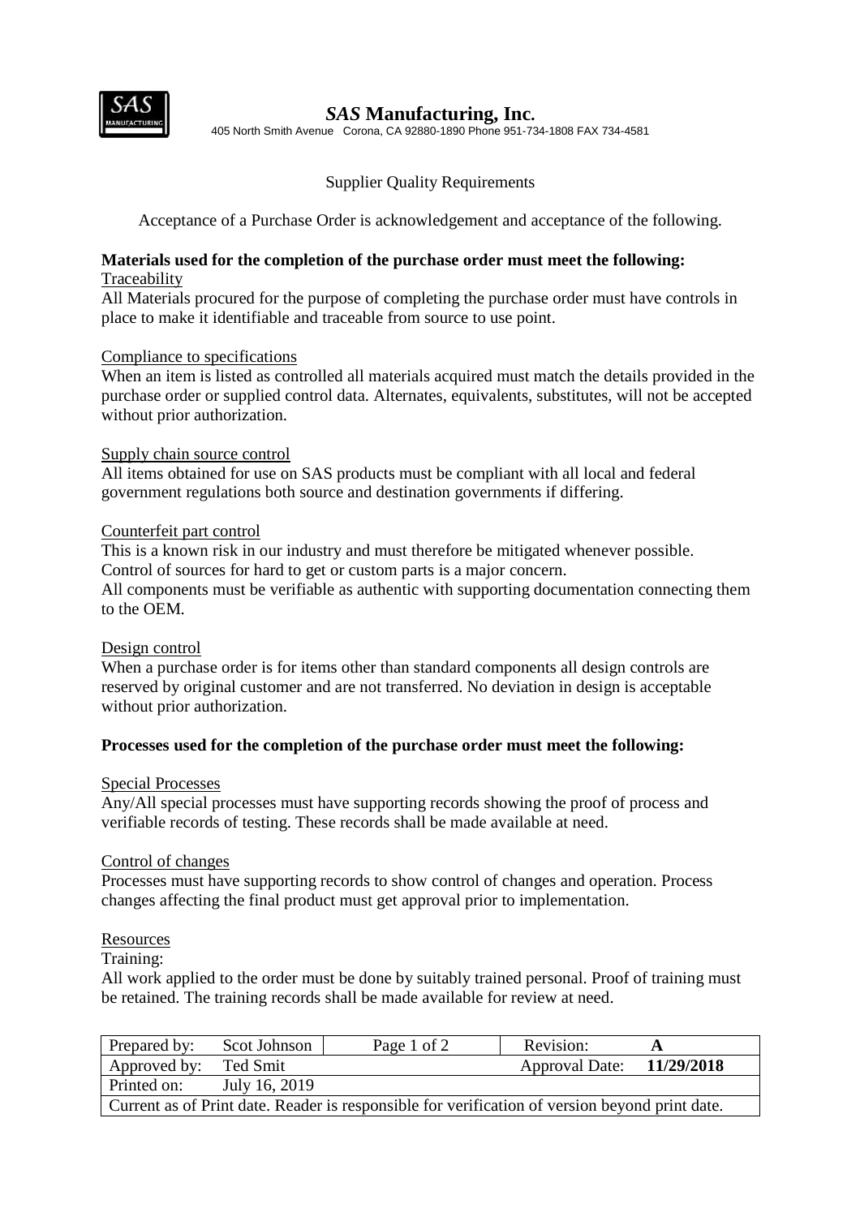# *SAS* Manufacturing, Inc.

405 North Smith Avenue Corona, CA 92880-1890 Phone 951-734-1808 FAX 734-4581

## Supplier Quality Requirements

Acceptance of a Purchase Order is acknowledgement and acceptance of the following.

**Materials used for the completion of the purchase order must meet the following:**

Traceability

All Materials procured for the purpose of completing the purchase order must have controls in place to make it identifiable and traceable from source to use point.

Compliance to specifications

When an item is listed as controlled all materials acquired must match the details provided in the purchase order or supplied control data. Alternates, equivalents, substitutes, will not be accepted without prior authorization.

Supply chain source control

All items obtained for use on SAS products must be compliant with all local and federal government regulations both source and destination governments if differing.

Counterfeit part control

This is a known risk in our industry and must therefore be mitigated whenever possible.
Control of sources for hard to get or custom parts is a major concern.
All components must be verifiable as authentic with supporting documentation connecting them to the OEM.

Design control

When a purchase order is for items other than standard components all design controls are reserved by original customer and are not transferred. No deviation in design is acceptable without prior authorization.

**Processes used for the completion of the purchase order must meet the following:**

Special Processes

Any/All special processes must have supporting records showing the proof of process and verifiable records of testing. These records shall be made available at need.

Control of changes

Processes must have supporting records to show control of changes and operation. Process changes affecting the final product must get approval prior to implementation.

Resources

Training:

All work applied to the order must be done by suitably trained personal. Proof of training must be retained. The training records shall be made available for review at need.

| Prepared by: | Scot Johnson | Page 1 of 2 | Revision: | **A** |
|---|---|---|---|---|
| Approved by: | Ted Smit | | Approval Date: | **11/29/2018** |
| Printed on: | July 16, 2019 | | | |
| Current as of Print date. Reader is responsible for verification of version beyond print date. | | | | |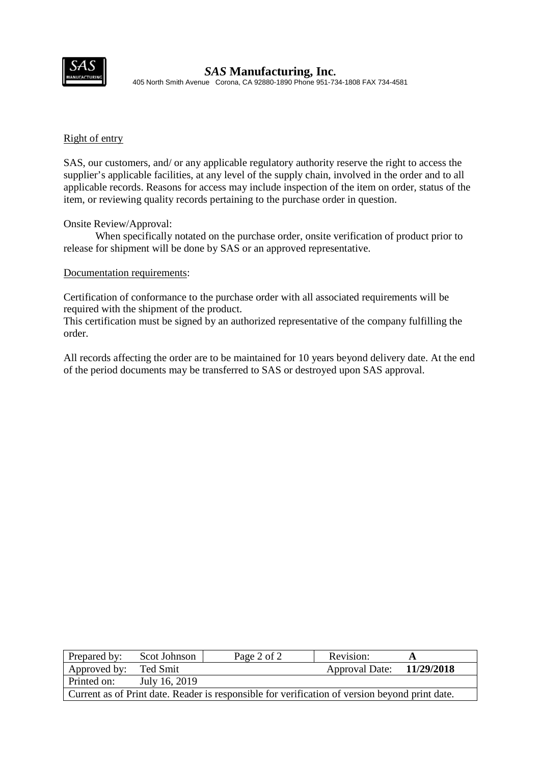Right of entry

SAS, our customers, and/ or any applicable regulatory authority reserve the right to access the supplier's applicable facilities, at any level of the supply chain, involved in the order and to all applicable records. Reasons for access may include inspection of the item on order, status of the item, or reviewing quality records pertaining to the purchase order in question.

Onsite Review/Approval:

When specifically notated on the purchase order, onsite verification of product prior to release for shipment will be done by SAS or an approved representative.

Documentation requirements:

Certification of conformance to the purchase order with all associated requirements will be required with the shipment of the product.
This certification must be signed by an authorized representative of the company fulfilling the order.

All records affecting the order are to be maintained for 10 years beyond delivery date. At the end of the period documents may be transferred to SAS or destroyed upon SAS approval.

| | | | | |
|---|---|---|---|---|
| Prepared by: | Scot Johnson | Page 2 of 2 | Revision: | **A** |
| Approved by: | Ted Smit | | Approval Date: | **11/29/2018** |
| Printed on: | July 16, 2019 | | | |
| Current as of Print date. Reader is responsible for verification of version beyond print date. | | | | |